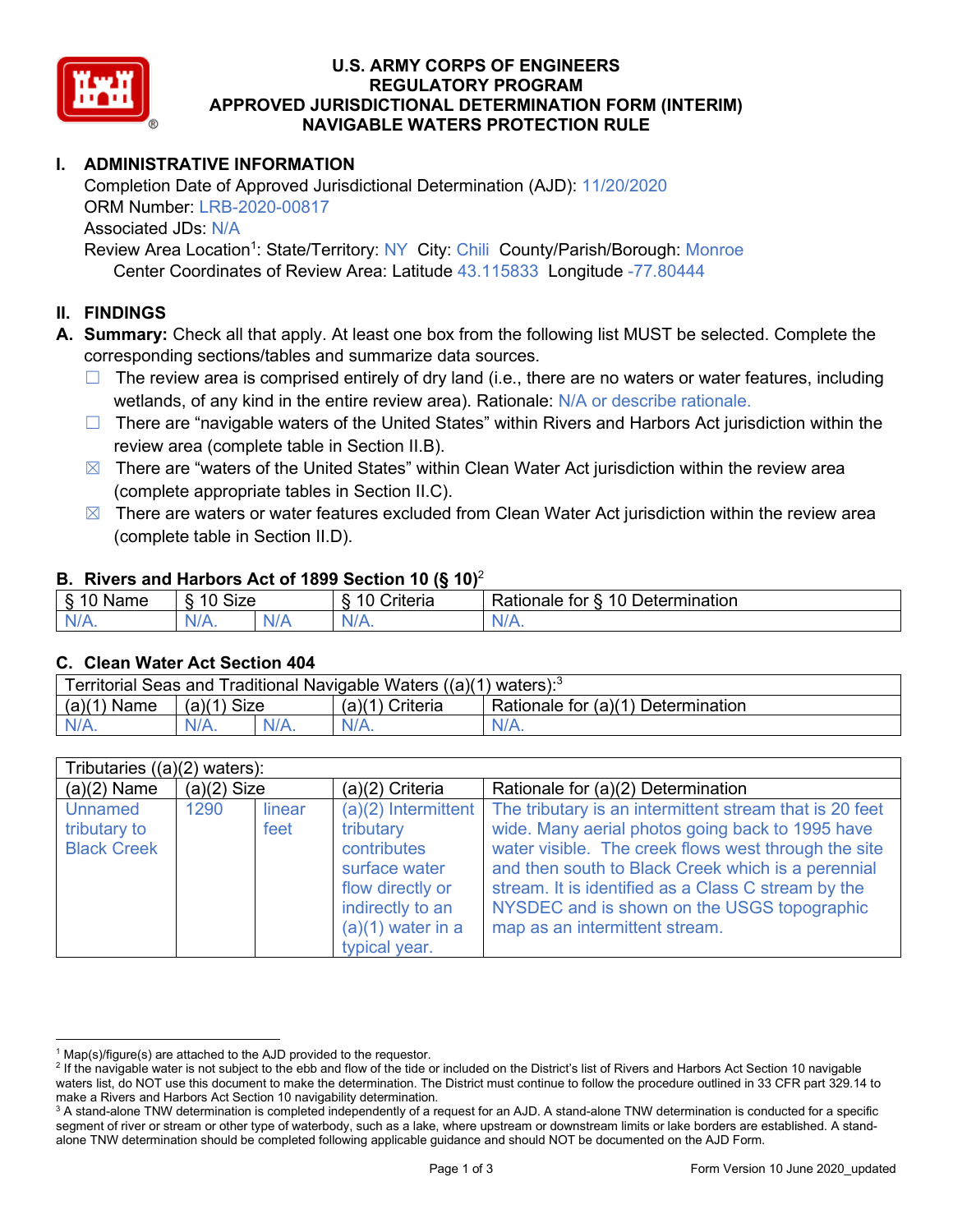# U.S. ARMY CORPS OF ENGINEERS
## REGULATORY PROGRAM
## APPROVED JURISDICTIONAL DETERMINATION FORM (INTERIM)
## NAVIGABLE WATERS PROTECTION RULE

## I. ADMINISTRATIVE INFORMATION

Completion Date of Approved Jurisdictional Determination (AJD): 11/20/2020
ORM Number: LRB-2020-00817
Associated JDs: N/A
Review Area Location[1]: State/Territory: NY City: Chili County/Parish/Borough: Monroe
Center Coordinates of Review Area: Latitude 43.115833 Longitude -77.80444

## II. FINDINGS

**A. Summary:** Check all that apply. At least one box from the following list MUST be selected. Complete the corresponding sections/tables and summarize data sources.

☐ The review area is comprised entirely of dry land (i.e., there are no waters or water features, including wetlands, of any kind in the entire review area). Rationale: N/A or describe rationale.

☐ There are "navigable waters of the United States" within Rivers and Harbors Act jurisdiction within the review area (complete table in Section II.B).

☒ There are "waters of the United States" within Clean Water Act jurisdiction within the review area (complete appropriate tables in Section II.C).

☒ There are waters or water features excluded from Clean Water Act jurisdiction within the review area (complete table in Section II.D).

### B. Rivers and Harbors Act of 1899 Section 10 (§ 10)[2]

| § 10 Name | § 10 Size | | § 10 Criteria | Rationale for § 10 Determination |
|---|---|---|---|---|
| N/A. | N/A. | N/A | N/A. | N/A. |

### C. Clean Water Act Section 404

| Territorial Seas and Traditional Navigable Waters ((a)(1) waters):[3] | | | | |
|---|---|---|---|---|
| (a)(1) Name | (a)(1) Size | | (a)(1) Criteria | Rationale for (a)(1) Determination |
| N/A. | N/A. | N/A. | N/A. | N/A. |

| Tributaries ((a)(2) waters): | | | | |
|---|---|---|---|---|
| (a)(2) Name | (a)(2) Size | | (a)(2) Criteria | Rationale for (a)(2) Determination |
| Unnamed tributary to Black Creek | 1290 | linear feet | (a)(2) Intermittent tributary contributes surface water flow directly or indirectly to an (a)(1) water in a typical year. | The tributary is an intermittent stream that is 20 feet wide. Many aerial photos going back to 1995 have water visible. The creek flows west through the site and then south to Black Creek which is a perennial stream. It is identified as a Class C stream by the NYSDEC and is shown on the USGS topographic map as an intermittent stream. |

---

[1] Map(s)/figure(s) are attached to the AJD provided to the requestor.
[2] If the navigable water is not subject to the ebb and flow of the tide or included on the District's list of Rivers and Harbors Act Section 10 navigable waters list, do NOT use this document to make the determination. The District must continue to follow the procedure outlined in 33 CFR part 329.14 to make a Rivers and Harbors Act Section 10 navigability determination.
[3] A stand-alone TNW determination is completed independently of a request for an AJD. A stand-alone TNW determination is conducted for a specific segment of river or stream or other type of waterbody, such as a lake, where upstream or downstream limits or lake borders are established. A stand-alone TNW determination should be completed following applicable guidance and should NOT be documented on the AJD Form.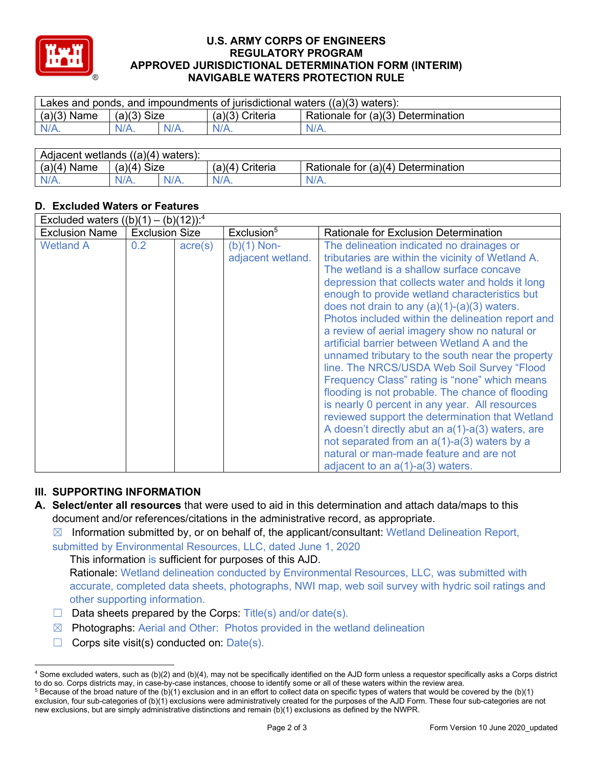# U.S. ARMY CORPS OF ENGINEERS
# REGULATORY PROGRAM
# APPROVED JURISDICTIONAL DETERMINATION FORM (INTERIM)
# NAVIGABLE WATERS PROTECTION RULE

| Lakes and ponds, and impoundments of jurisdictional waters ((a)(3) waters): | | | | |
|---|---|---|---|---|
| (a)(3) Name | (a)(3) Size | | (a)(3) Criteria | Rationale for (a)(3) Determination |
| N/A. | N/A. | N/A. | N/A. | N/A. |

| Adjacent wetlands ((a)(4) waters): | | | | |
|---|---|---|---|---|
| (a)(4) Name | (a)(4) Size | | (a)(4) Criteria | Rationale for (a)(4) Determination |
| N/A. | N/A. | N/A. | N/A. | N/A. |

## D. Excluded Waters or Features

| Excluded waters ((b)(1) – (b)(12)):[4] | | | | |
|---|---|---|---|---|
| Exclusion Name | Exclusion Size | | Exclusion[5] | Rationale for Exclusion Determination |
| Wetland A | 0.2 | acre(s) | (b)(1) Non-adjacent wetland. | The delineation indicated no drainages or tributaries are within the vicinity of Wetland A. The wetland is a shallow surface concave depression that collects water and holds it long enough to provide wetland characteristics but does not drain to any (a)(1)-(a)(3) waters. Photos included within the delineation report and a review of aerial imagery show no natural or artificial barrier between Wetland A and the unnamed tributary to the south near the property line. The NRCS/USDA Web Soil Survey "Flood Frequency Class" rating is "none" which means flooding is not probable. The chance of flooding is nearly 0 percent in any year. All resources reviewed support the determination that Wetland A doesn't directly abut an a(1)-a(3) waters, are not separated from an a(1)-a(3) waters by a natural or man-made feature and are not adjacent to an a(1)-a(3) waters. |

## III. SUPPORTING INFORMATION

**A. Select/enter all resources** that were used to aid in this determination and attach data/maps to this document and/or references/citations in the administrative record, as appropriate.

☒ Information submitted by, or on behalf of, the applicant/consultant: Wetland Delineation Report, submitted by Environmental Resources, LLC, dated June 1, 2020

This information is sufficient for purposes of this AJD.

Rationale: Wetland delineation conducted by Environmental Resources, LLC, was submitted with accurate, completed data sheets, photographs, NWI map, web soil survey with hydric soil ratings and other supporting information.

☐ Data sheets prepared by the Corps: Title(s) and/or date(s).

☒ Photographs: Aerial and Other: Photos provided in the wetland delineation

☐ Corps site visit(s) conducted on: Date(s).

---

[4] Some excluded waters, such as (b)(2) and (b)(4), may not be specifically identified on the AJD form unless a requestor specifically asks a Corps district to do so. Corps districts may, in case-by-case instances, choose to identify some or all of these waters within the review area.

[5] Because of the broad nature of the (b)(1) exclusion and in an effort to collect data on specific types of waters that would be covered by the (b)(1) exclusion, four sub-categories of (b)(1) exclusions were administratively created for the purposes of the AJD Form. These four sub-categories are not new exclusions, but are simply administrative distinctions and remain (b)(1) exclusions as defined by the NWPR.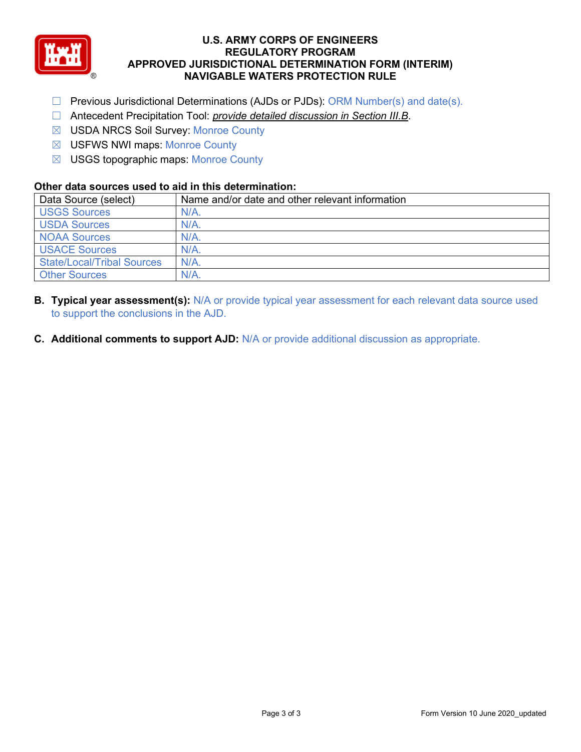☐ Previous Jurisdictional Determinations (AJDs or PJDs): ORM Number(s) and date(s).
☐ Antecedent Precipitation Tool: *provide detailed discussion in Section III.B*.
☒ USDA NRCS Soil Survey: Monroe County
☒ USFWS NWI maps: Monroe County
☒ USGS topographic maps: Monroe County

**Other data sources used to aid in this determination:**

| Data Source (select) | Name and/or date and other relevant information |
|---|---|
| USGS Sources | N/A. |
| USDA Sources | N/A. |
| NOAA Sources | N/A. |
| USACE Sources | N/A. |
| State/Local/Tribal Sources | N/A. |
| Other Sources | N/A. |

**B. Typical year assessment(s):** N/A or provide typical year assessment for each relevant data source used to support the conclusions in the AJD.

**C. Additional comments to support AJD:** N/A or provide additional discussion as appropriate.